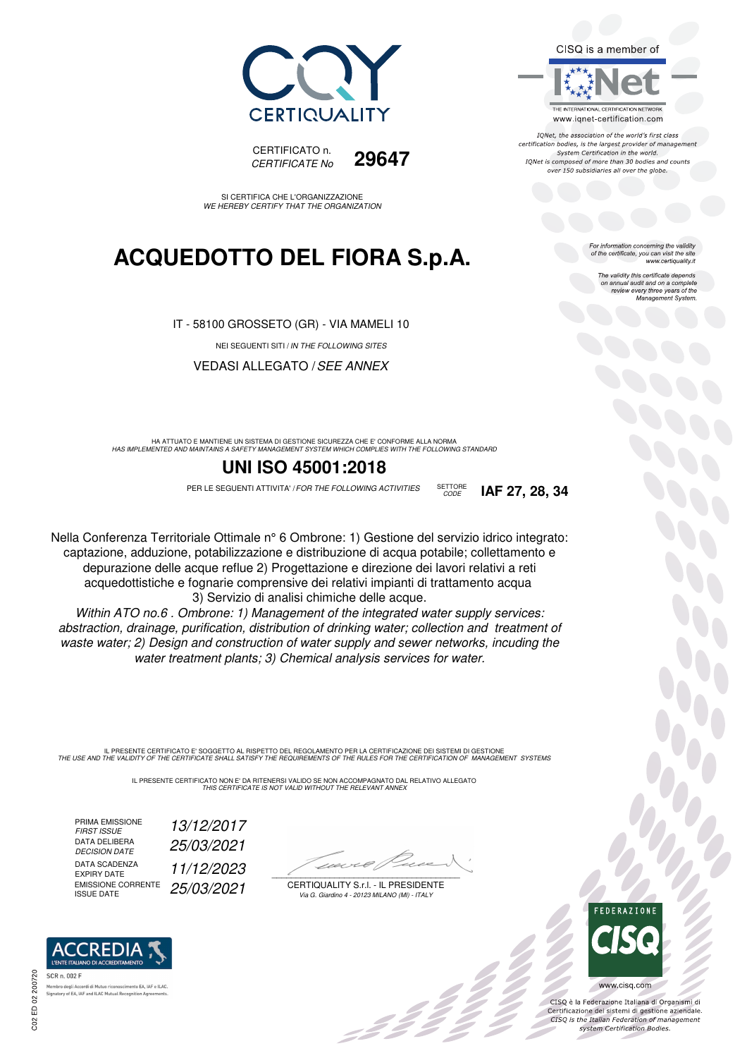CERTIQUALITY

CISQ is a member of

IQNet

THE INTERNATIONAL CERTIFICATION NETWORK
www.iqnet-certification.com

*IQNet, the association of the world's first class certification bodies, is the largest provider of management System Certification in the world. IQNet is composed of more than 30 bodies and counts over 150 subsidiaries all over the globe.*

CERTIFICATO n.
*CERTIFICATE No* **29647**

SI CERTIFICA CHE L'ORGANIZZAZIONE
*WE HEREBY CERTIFY THAT THE ORGANIZATION*

*For information concerning the validity of the certificate, you can visit the site www.certiquality.it*

*The validity this certificate depends on annual audit and on a complete review every three years of the Management System.*

# ACQUEDOTTO DEL FIORA S.p.A.

IT - 58100 GROSSETO (GR) - VIA MAMELI 10

NEI SEGUENTI SITI / *IN THE FOLLOWING SITES*

VEDASI ALLEGATO / *SEE ANNEX*

HA ATTUATO E MANTIENE UN SISTEMA DI GESTIONE SICUREZZA CHE E' CONFORME ALLA NORMA
*HAS IMPLEMENTED AND MAINTAINS A SAFETY MANAGEMENT SYSTEM WHICH COMPLIES WITH THE FOLLOWING STANDARD*

## UNI ISO 45001:2018

PER LE SEGUENTI ATTIVITA' / *FOR THE FOLLOWING ACTIVITIES* SETTORE *CODE* **IAF 27, 28, 34**

Nella Conferenza Territoriale Ottimale n° 6 Ombrone: 1) Gestione del servizio idrico integrato: captazione, adduzione, potabilizzazione e distribuzione di acqua potabile; collettamento e depurazione delle acque reflue 2) Progettazione e direzione dei lavori relativi a reti acquedottistiche e fognarie comprensive dei relativi impianti di trattamento acqua 3) Servizio di analisi chimiche delle acque.

*Within ATO no.6 . Ombrone: 1) Management of the integrated water supply services: abstraction, drainage, purification, distribution of drinking water; collection and treatment of waste water; 2) Design and construction of water supply and sewer networks, incuding the water treatment plants; 3) Chemical analysis services for water.*

IL PRESENTE CERTIFICATO E' SOGGETTO AL RISPETTO DEL REGOLAMENTO PER LA CERTIFICAZIONE DEI SISTEMI DI GESTIONE
*THE USE AND THE VALIDITY OF THE CERTIFICATE SHALL SATISFY THE REQUIREMENTS OF THE RULES FOR THE CERTIFICATION OF MANAGEMENT SYSTEMS*

IL PRESENTE CERTIFICATO NON E' DA RITENERSI VALIDO SE NON ACCOMPAGNATO DAL RELATIVO ALLEGATO
*THIS CERTIFICATE IS NOT VALID WITHOUT THE RELEVANT ANNEX*

| | |
|---|---|
| PRIMA EMISSIONE *FIRST ISSUE* | *13/12/2017* |
| DATA DELIBERA *DECISION DATE* | *25/03/2021* |
| DATA SCADENZA *EXPIRY DATE* | *11/12/2023* |
| EMISSIONE CORRENTE *ISSUE DATE* | *25/03/2021* |

CERTIQUALITY S.r.l. - IL PRESIDENTE
*Via G. Giardino 4 - 20123 MILANO (MI) - ITALY*

ACCREDIA
L'ENTE ITALIANO DI ACCREDITAMENTO
SCR n. 002 F
Membro degli Accordi di Mutuo riconoscimento EA, IAF e ILAC.
Signatory of EA, IAF and ILAC Mutual Recognition Agreements.

FEDERAZIONE CISQ
www.cisq.com

CISQ è la Federazione Italiana di Organismi di Certificazione dei sistemi di gestione aziendale.
*CISQ is the Italian Federation of management system Certification Bodies.*

C02 ED 02 200720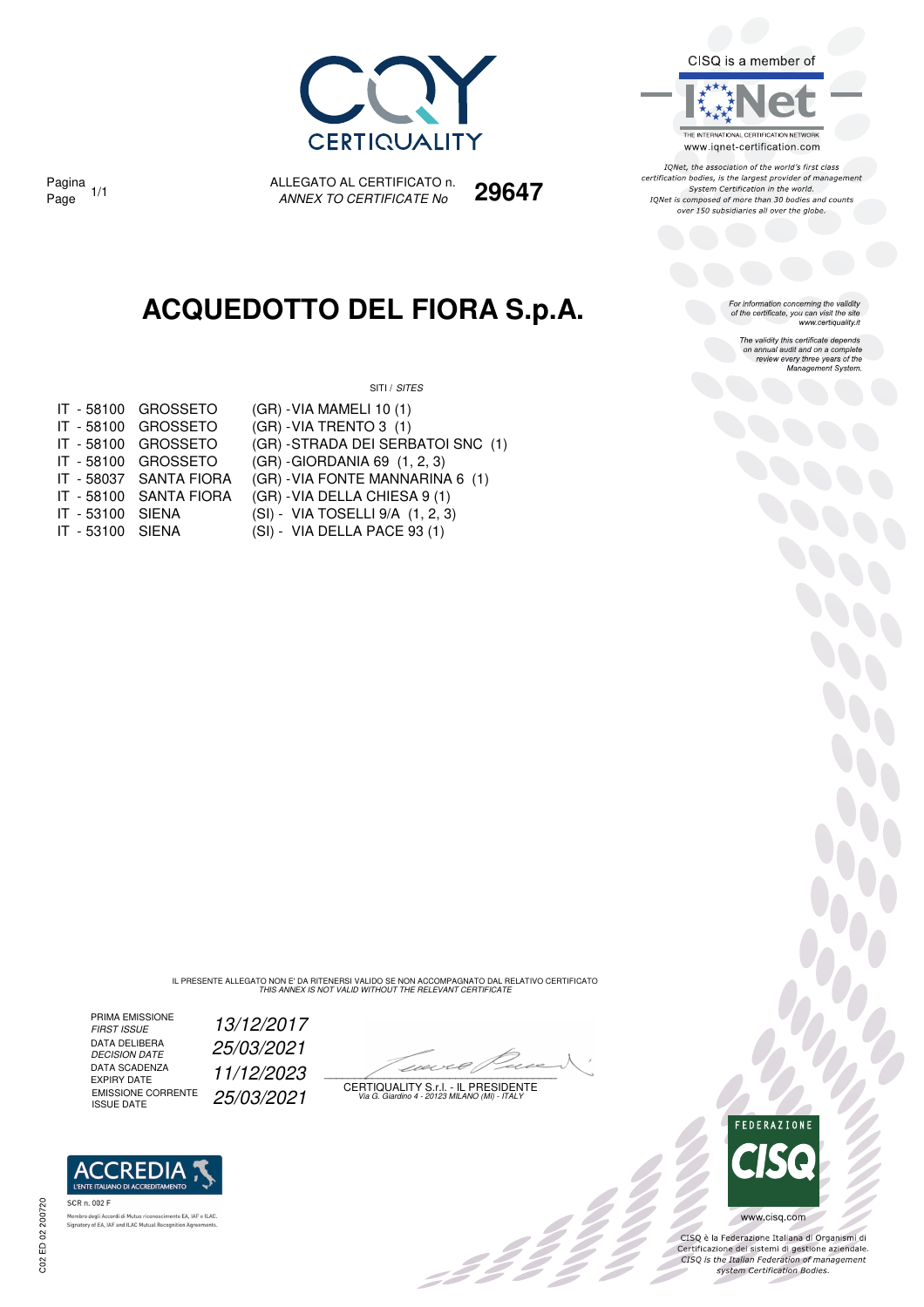ALLEGATO AL CERTIFICATO n. *ANNEX TO CERTIFICATE No* **29647**

CISQ is a member of

THE INTERNATIONAL CERTIFICATION NETWORK
www.iqnet-certification.com

*IQNet, the association of the world's first class certification bodies, is the largest provider of management System Certification in the world. IQNet is composed of more than 30 bodies and counts over 150 subsidiaries all over the globe.*

# ACQUEDOTTO DEL FIORA S.p.A.

*For information concerning the validity of the certificate, you can visit the site www.certiquality.it*

*The validity this certificate depends on annual audit and on a complete review every three years of the Management System.*

SITI / *SITES*

| | | |
|---|---|---|
| IT - 58100 | GROSSETO | (GR) -VIA MAMELI 10 (1) |
| IT - 58100 | GROSSETO | (GR) -VIA TRENTO 3 (1) |
| IT - 58100 | GROSSETO | (GR) -STRADA DEI SERBATOI SNC (1) |
| IT - 58100 | GROSSETO | (GR) -GIORDANIA 69 (1, 2, 3) |
| IT - 58037 | SANTA FIORA | (GR) -VIA FONTE MANNARINA 6 (1) |
| IT - 58100 | SANTA FIORA | (GR) -VIA DELLA CHIESA 9 (1) |
| IT - 53100 | SIENA | (SI) - VIA TOSELLI 9/A (1, 2, 3) |
| IT - 53100 | SIENA | (SI) - VIA DELLA PACE 93 (1) |

IL PRESENTE ALLEGATO NON E' DA RITENERSI VALIDO SE NON ACCOMPAGNATO DAL RELATIVO CERTIFICATO
*THIS ANNEX IS NOT VALID WITHOUT THE RELEVANT CERTIFICATE*

| | |
|---|---|
| PRIMA EMISSIONE *FIRST ISSUE* | *13/12/2017* |
| DATA DELIBERA *DECISION DATE* | *25/03/2021* |
| DATA SCADENZA EXPIRY DATE | *11/12/2023* |
| EMISSIONE CORRENTE ISSUE DATE | *25/03/2021* |

CERTIQUALITY S.r.l. - IL PRESIDENTE
*Via G. Giardino 4 - 20123 MILANO (MI) - ITALY*

ACCREDIA L'ENTE ITALIANO DI ACCREDITAMENTO
SCR n. 002 F
Membro degli Accordi di Mutuo riconoscimento EA, IAF e ILAC.
Signatory of EA, IAF and ILAC Mutual Recognition Agreements.

FEDERAZIONE CISQ
www.cisq.com

CISQ è la Federazione Italiana di Organismi di Certificazione dei sistemi di gestione aziendale.
*CISQ is the Italian Federation of management system Certification Bodies.*

C02 ED 02 200720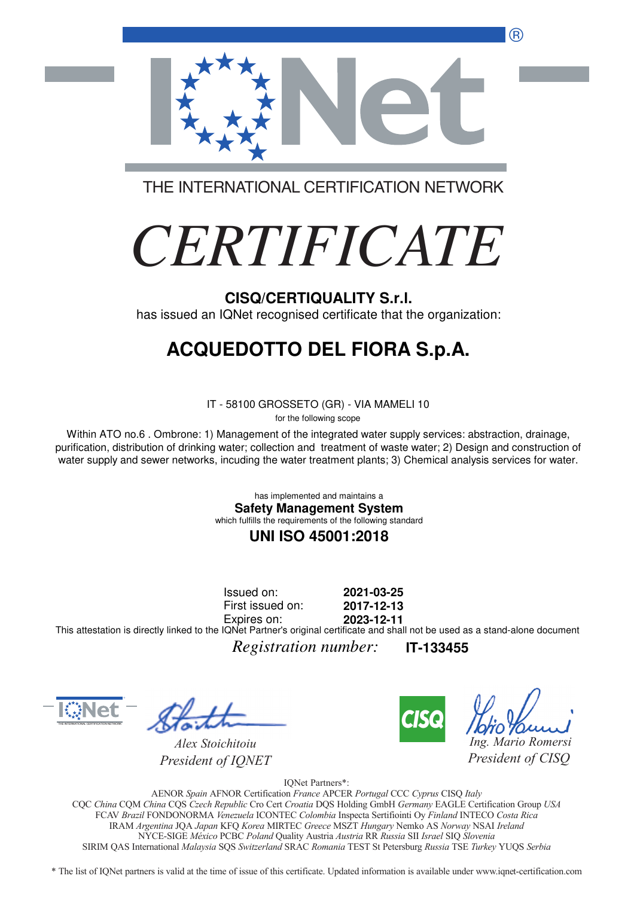THE INTERNATIONAL CERTIFICATION NETWORK

# *CERTIFICATE*

**CISQ/CERTIQUALITY S.r.l.**

has issued an IQNet recognised certificate that the organization:

## ACQUEDOTTO DEL FIORA S.p.A.

IT - 58100 GROSSETO (GR) - VIA MAMELI 10

for the following scope

Within ATO no.6 . Ombrone: 1) Management of the integrated water supply services: abstraction, drainage, purification, distribution of drinking water; collection and treatment of waste water; 2) Design and construction of water supply and sewer networks, incuding the water treatment plants; 3) Chemical analysis services for water.

has implemented and maintains a

**Safety Management System**

which fulfills the requirements of the following standard

**UNI ISO 45001:2018**

Issued on: **2021-03-25**

First issued on: **2017-12-13**

Expires on: **2023-12-11**

This attestation is directly linked to the IQNet Partner's original certificate and shall not be used as a stand-alone document

*Registration number:* **IT-133455**

*Alex Stoichitoiu*
*President of IQNET*

*Ing. Mario Romersi*
*President of CISQ*

IQNet Partners*:

AENOR *Spain* AFNOR Certification *France* APCER *Portugal* CCC *Cyprus* CISQ *Italy*
CQC *China* CQM *China* CQS *Czech Republic* Cro Cert *Croatia* DQS Holding GmbH *Germany* EAGLE Certification Group *USA*
FCAV *Brazil* FONDONORMA *Venezuela* ICONTEC *Colombia* Inspecta Sertifiointi Oy *Finland* INTECO *Costa Rica*
IRAM *Argentina* JQA *Japan* KFQ *Korea* MIRTEC *Greece* MSZT *Hungary* Nemko AS *Norway* NSAI *Ireland*
NYCE-SIGE *México* PCBC *Poland* Quality Austria *Austria* RR *Russia* SII *Israel* SIQ *Slovenia*
SIRIM QAS International *Malaysia* SQS *Switzerland* SRAC *Romania* TEST St Petersburg *Russia* TSE *Turkey* YUQS *Serbia*

* The list of IQNet partners is valid at the time of issue of this certificate. Updated information is available under www.iqnet-certification.com